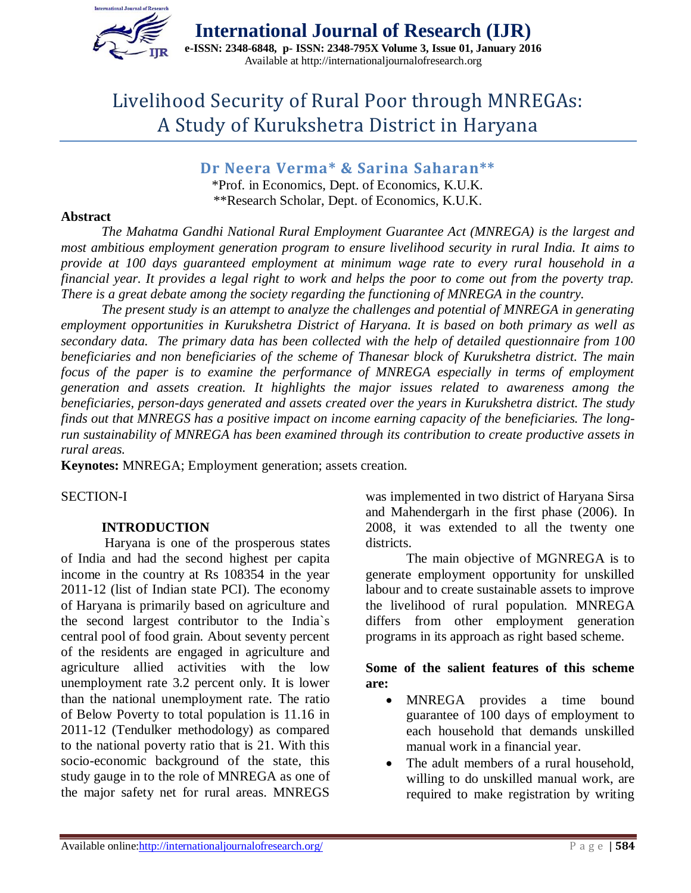# Livelihood Security of Rural Poor through MNREGAs: A Study of Kurukshetra District in Haryana

**Dr Neera Verma* & Sarina Saharan****

*Prof. in Economics, Dept. of Economics, K.U.K.

**Research Scholar, Dept. of Economics, K.U.K.

## Abstract

*The Mahatma Gandhi National Rural Employment Guarantee Act (MNREGA) is the largest and most ambitious employment generation program to ensure livelihood security in rural India. It aims to provide at 100 days guaranteed employment at minimum wage rate to every rural household in a financial year. It provides a legal right to work and helps the poor to come out from the poverty trap. There is a great debate among the society regarding the functioning of MNREGA in the country.*

*The present study is an attempt to analyze the challenges and potential of MNREGA in generating employment opportunities in Kurukshetra District of Haryana. It is based on both primary as well as secondary data. The primary data has been collected with the help of detailed questionnaire from 100 beneficiaries and non beneficiaries of the scheme of Thanesar block of Kurukshetra district. The main focus of the paper is to examine the performance of MNREGA especially in terms of employment generation and assets creation. It highlights the major issues related to awareness among the beneficiaries, person-days generated and assets created over the years in Kurukshetra district. The study finds out that MNREGS has a positive impact on income earning capacity of the beneficiaries. The long-run sustainability of MNREGA has been examined through its contribution to create productive assets in rural areas.*

**Keynotes:** MNREGA; Employment generation; assets creation.

SECTION-I

### INTRODUCTION

Haryana is one of the prosperous states of India and had the second highest per capita income in the country at Rs 108354 in the year 2011-12 (list of Indian state PCI). The economy of Haryana is primarily based on agriculture and the second largest contributor to the India`s central pool of food grain. About seventy percent of the residents are engaged in agriculture and agriculture allied activities with the low unemployment rate 3.2 percent only. It is lower than the national unemployment rate. The ratio of Below Poverty to total population is 11.16 in 2011-12 (Tendulker methodology) as compared to the national poverty ratio that is 21. With this socio-economic background of the state, this study gauge in to the role of MNREGA as one of the major safety net for rural areas. MNREGS was implemented in two district of Haryana Sirsa and Mahendergarh in the first phase (2006). In 2008, it was extended to all the twenty one districts.

The main objective of MGNREGA is to generate employment opportunity for unskilled labour and to create sustainable assets to improve the livelihood of rural population. MNREGA differs from other employment generation programs in its approach as right based scheme.

**Some of the salient features of this scheme are:**

- MNREGA provides a time bound guarantee of 100 days of employment to each household that demands unskilled manual work in a financial year.
- The adult members of a rural household, willing to do unskilled manual work, are required to make registration by writing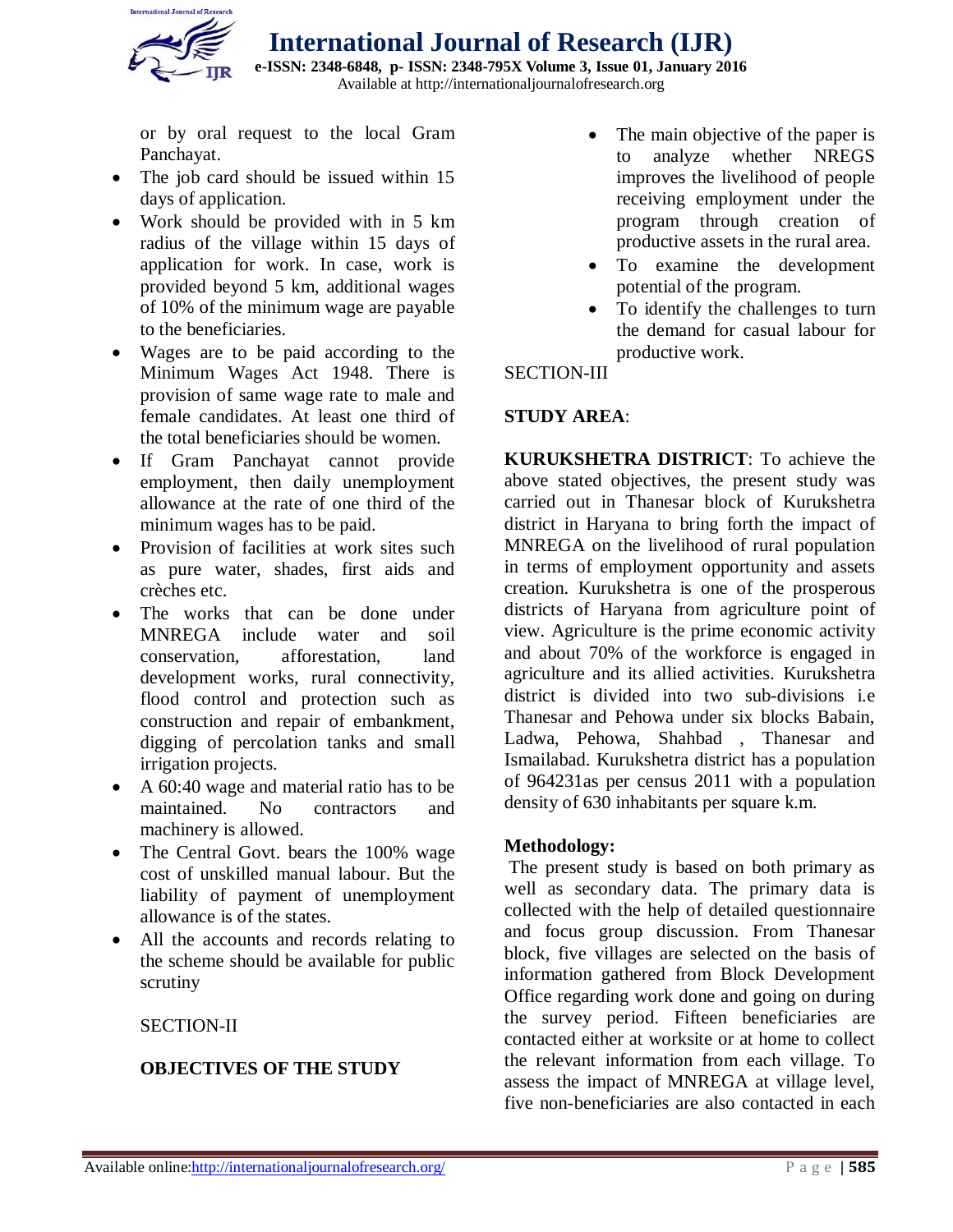or by oral request to the local Gram Panchayat.

- The job card should be issued within 15 days of application.
- Work should be provided with in 5 km radius of the village within 15 days of application for work. In case, work is provided beyond 5 km, additional wages of 10% of the minimum wage are payable to the beneficiaries.
- Wages are to be paid according to the Minimum Wages Act 1948. There is provision of same wage rate to male and female candidates. At least one third of the total beneficiaries should be women.
- If Gram Panchayat cannot provide employment, then daily unemployment allowance at the rate of one third of the minimum wages has to be paid.
- Provision of facilities at work sites such as pure water, shades, first aids and crèches etc.
- The works that can be done under MNREGA include water and soil conservation, afforestation, land development works, rural connectivity, flood control and protection such as construction and repair of embankment, digging of percolation tanks and small irrigation projects.
- A 60:40 wage and material ratio has to be maintained. No contractors and machinery is allowed.
- The Central Govt. bears the 100% wage cost of unskilled manual labour. But the liability of payment of unemployment allowance is of the states.
- All the accounts and records relating to the scheme should be available for public scrutiny

SECTION-II

## OBJECTIVES OF THE STUDY

- The main objective of the paper is to analyze whether NREGS improves the livelihood of people receiving employment under the program through creation of productive assets in the rural area.
- To examine the development potential of the program.
- To identify the challenges to turn the demand for casual labour for productive work.

SECTION-III

## STUDY AREA:

**KURUKSHETRA DISTRICT**: To achieve the above stated objectives, the present study was carried out in Thanesar block of Kurukshetra district in Haryana to bring forth the impact of MNREGA on the livelihood of rural population in terms of employment opportunity and assets creation. Kurukshetra is one of the prosperous districts of Haryana from agriculture point of view. Agriculture is the prime economic activity and about 70% of the workforce is engaged in agriculture and its allied activities. Kurukshetra district is divided into two sub-divisions i.e Thanesar and Pehowa under six blocks Babain, Ladwa, Pehowa, Shahbad , Thanesar and Ismailabad. Kurukshetra district has a population of 964231as per census 2011 with a population density of 630 inhabitants per square k.m.

### Methodology:

The present study is based on both primary as well as secondary data. The primary data is collected with the help of detailed questionnaire and focus group discussion. From Thanesar block, five villages are selected on the basis of information gathered from Block Development Office regarding work done and going on during the survey period. Fifteen beneficiaries are contacted either at worksite or at home to collect the relevant information from each village. To assess the impact of MNREGA at village level, five non-beneficiaries are also contacted in each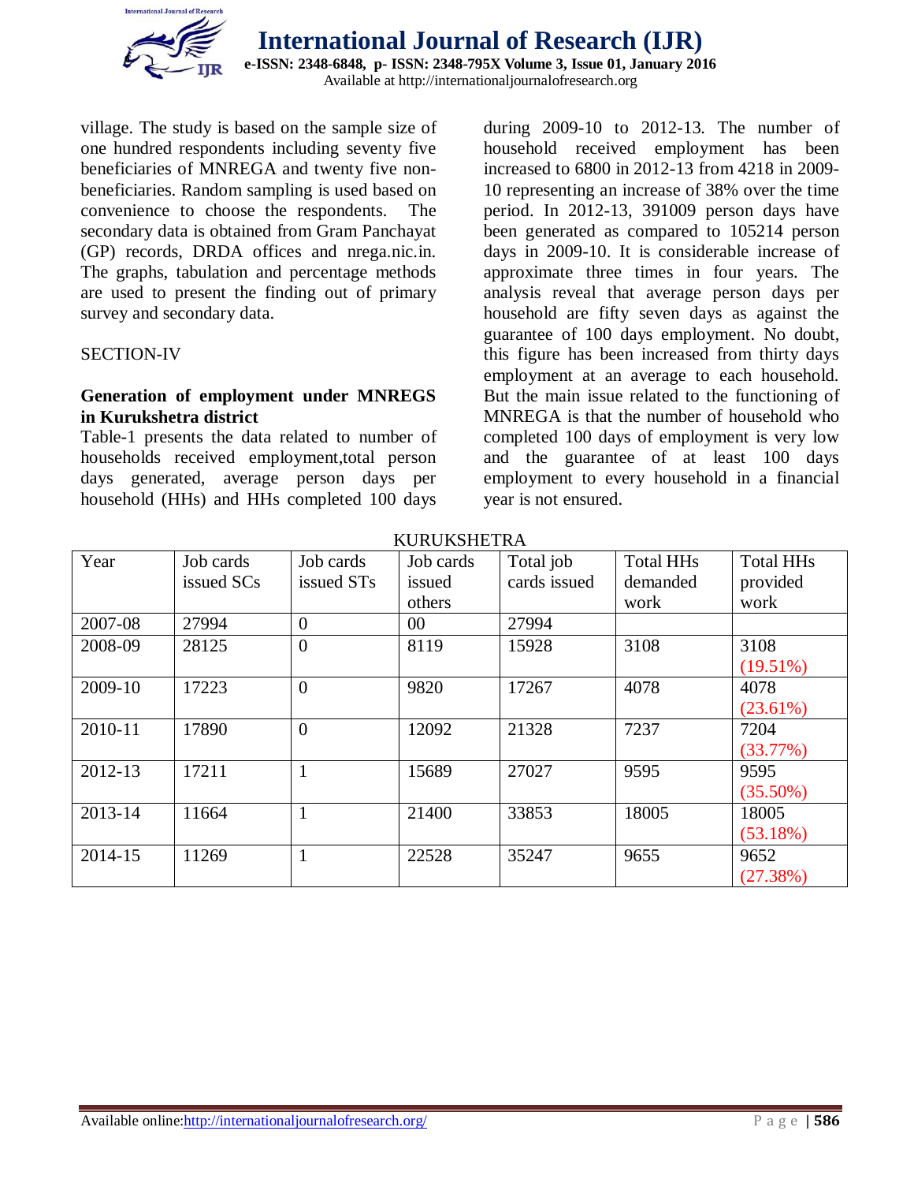village. The study is based on the sample size of one hundred respondents including seventy five beneficiaries of MNREGA and twenty five non-beneficiaries. Random sampling is used based on convenience to choose the respondents. The secondary data is obtained from Gram Panchayat (GP) records, DRDA offices and nrega.nic.in. The graphs, tabulation and percentage methods are used to present the finding out of primary survey and secondary data.

SECTION-IV

**Generation of employment under MNREGS in Kurukshetra district**

Table-1 presents the data related to number of households received employment,total person days generated, average person days per household (HHs) and HHs completed 100 days during 2009-10 to 2012-13. The number of household received employment has been increased to 6800 in 2012-13 from 4218 in 2009-10 representing an increase of 38% over the time period. In 2012-13, 391009 person days have been generated as compared to 105214 person days in 2009-10. It is considerable increase of approximate three times in four years. The analysis reveal that average person days per household are fifty seven days as against the guarantee of 100 days employment. No doubt, this figure has been increased from thirty days employment at an average to each household. But the main issue related to the functioning of MNREGA is that the number of household who completed 100 days of employment is very low and the guarantee of at least 100 days employment to every household in a financial year is not ensured.

KURUKSHETRA

| Year | Job cards issued SCs | Job cards issued STs | Job cards issued others | Total job cards issued | Total HHs demanded work | Total HHs provided work |
|---|---|---|---|---|---|---|
| 2007-08 | 27994 | 0 | 00 | 27994 | | |
| 2008-09 | 28125 | 0 | 8119 | 15928 | 3108 | 3108 (19.51%) |
| 2009-10 | 17223 | 0 | 9820 | 17267 | 4078 | 4078 (23.61%) |
| 2010-11 | 17890 | 0 | 12092 | 21328 | 7237 | 7204 (33.77%) |
| 2012-13 | 17211 | 1 | 15689 | 27027 | 9595 | 9595 (35.50%) |
| 2013-14 | 11664 | 1 | 21400 | 33853 | 18005 | 18005 (53.18%) |
| 2014-15 | 11269 | 1 | 22528 | 35247 | 9655 | 9652 (27.38%) |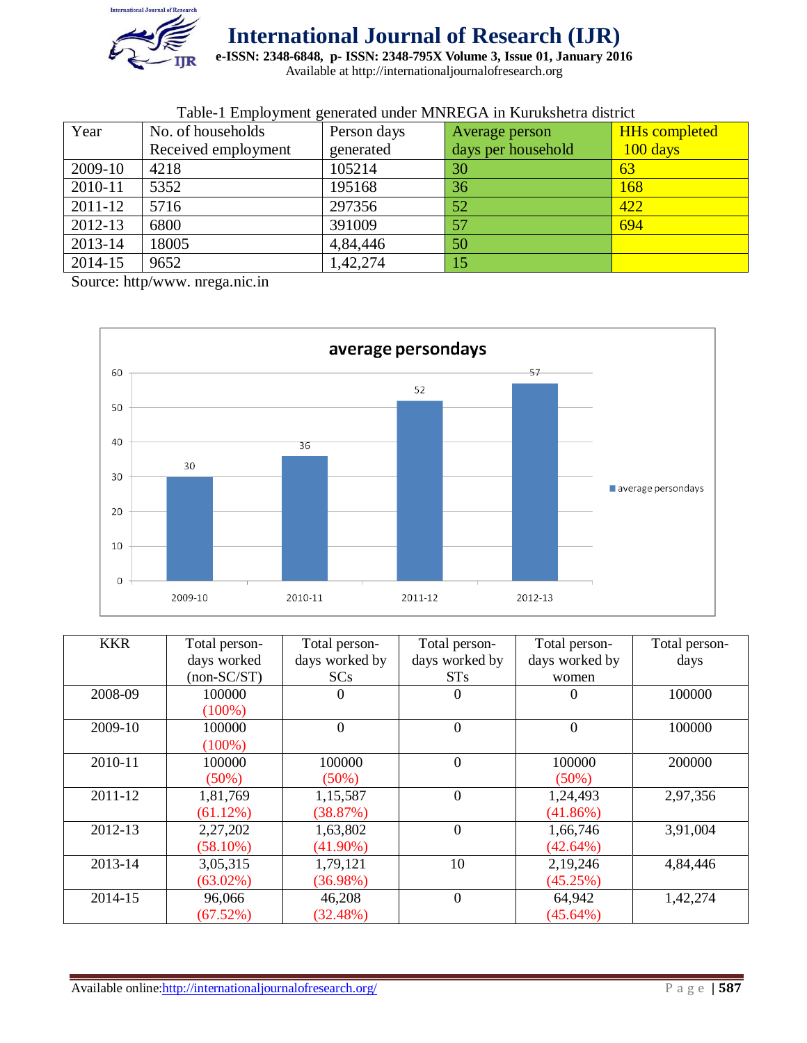Table-1 Employment generated under MNREGA in Kurukshetra district

| Year | No. of households Received employment | Person days generated | Average person days per household | HHs completed 100 days |
|---|---|---|---|---|
| 2009-10 | 4218 | 105214 | 30 | 63 |
| 2010-11 | 5352 | 195168 | 36 | 168 |
| 2011-12 | 5716 | 297356 | 52 | 422 |
| 2012-13 | 6800 | 391009 | 57 | 694 |
| 2013-14 | 18005 | 4,84,446 | 50 | |
| 2014-15 | 9652 | 1,42,274 | 15 | |

Source: http/www. nrega.nic.in

**average persondays**

| Year | average persondays |
|---|---|
| 2009-10 | 30 |
| 2010-11 | 36 |
| 2011-12 | 52 |
| 2012-13 | 57 |

| KKR | Total person-days worked (non-SC/ST) | Total person-days worked by SCs | Total person-days worked by STs | Total person-days worked by women | Total person-days |
|---|---|---|---|---|---|
| 2008-09 | 100000 (100%) | 0 | 0 | 0 | 100000 |
| 2009-10 | 100000 (100%) | 0 | 0 | 0 | 100000 |
| 2010-11 | 100000 (50%) | 100000 (50%) | 0 | 100000 (50%) | 200000 |
| 2011-12 | 1,81,769 (61.12%) | 1,15,587 (38.87%) | 0 | 1,24,493 (41.86%) | 2,97,356 |
| 2012-13 | 2,27,202 (58.10%) | 1,63,802 (41.90%) | 0 | 1,66,746 (42.64%) | 3,91,004 |
| 2013-14 | 3,05,315 (63.02%) | 1,79,121 (36.98%) | 10 | 2,19,246 (45.25%) | 4,84,446 |
| 2014-15 | 96,066 (67.52%) | 46,208 (32.48%) | 0 | 64,942 (45.64%) | 1,42,274 |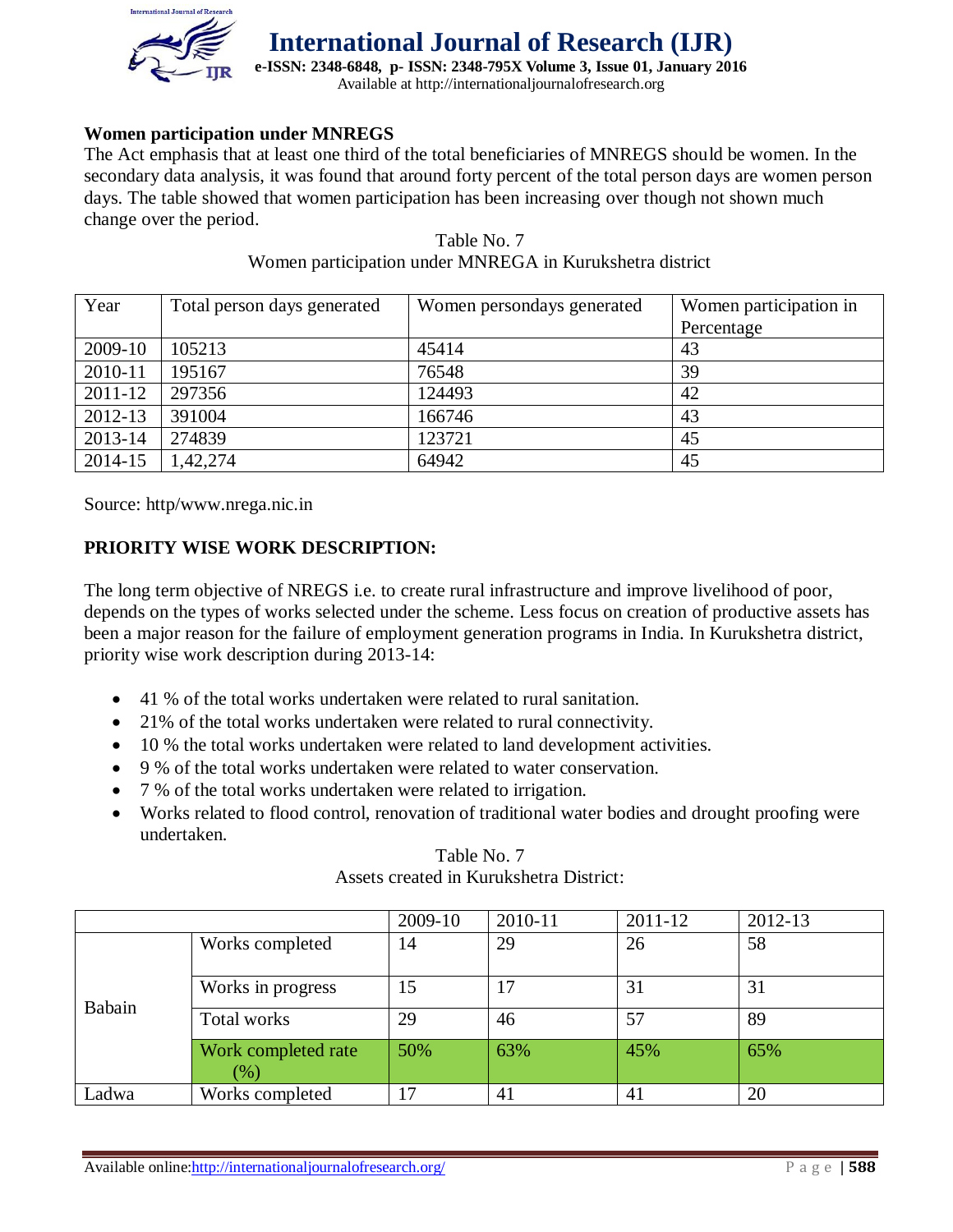## Women participation under MNREGS

The Act emphasis that at least one third of the total beneficiaries of MNREGS should be women. In the secondary data analysis, it was found that around forty percent of the total person days are women person days. The table showed that women participation has been increasing over though not shown much change over the period.

Table No. 7
Women participation under MNREGA in Kurukshetra district

| Year | Total person days generated | Women persondays generated | Women participation in Percentage |
|---|---|---|---|
| 2009-10 | 105213 | 45414 | 43 |
| 2010-11 | 195167 | 76548 | 39 |
| 2011-12 | 297356 | 124493 | 42 |
| 2012-13 | 391004 | 166746 | 43 |
| 2013-14 | 274839 | 123721 | 45 |
| 2014-15 | 1,42,274 | 64942 | 45 |

Source: http/www.nrega.nic.in

## PRIORITY WISE WORK DESCRIPTION:

The long term objective of NREGS i.e. to create rural infrastructure and improve livelihood of poor, depends on the types of works selected under the scheme. Less focus on creation of productive assets has been a major reason for the failure of employment generation programs in India. In Kurukshetra district, priority wise work description during 2013-14:

- 41 % of the total works undertaken were related to rural sanitation.
- 21% of the total works undertaken were related to rural connectivity.
- 10 % the total works undertaken were related to land development activities.
- 9 % of the total works undertaken were related to water conservation.
- 7 % of the total works undertaken were related to irrigation.
- Works related to flood control, renovation of traditional water bodies and drought proofing were undertaken.

Table No. 7
Assets created in Kurukshetra District:

| | | 2009-10 | 2010-11 | 2011-12 | 2012-13 |
|---|---|---|---|---|---|
| Babain | Works completed | 14 | 29 | 26 | 58 |
| | Works in progress | 15 | 17 | 31 | 31 |
| | Total works | 29 | 46 | 57 | 89 |
| | Work completed rate (%) | 50% | 63% | 45% | 65% |
| Ladwa | Works completed | 17 | 41 | 41 | 20 |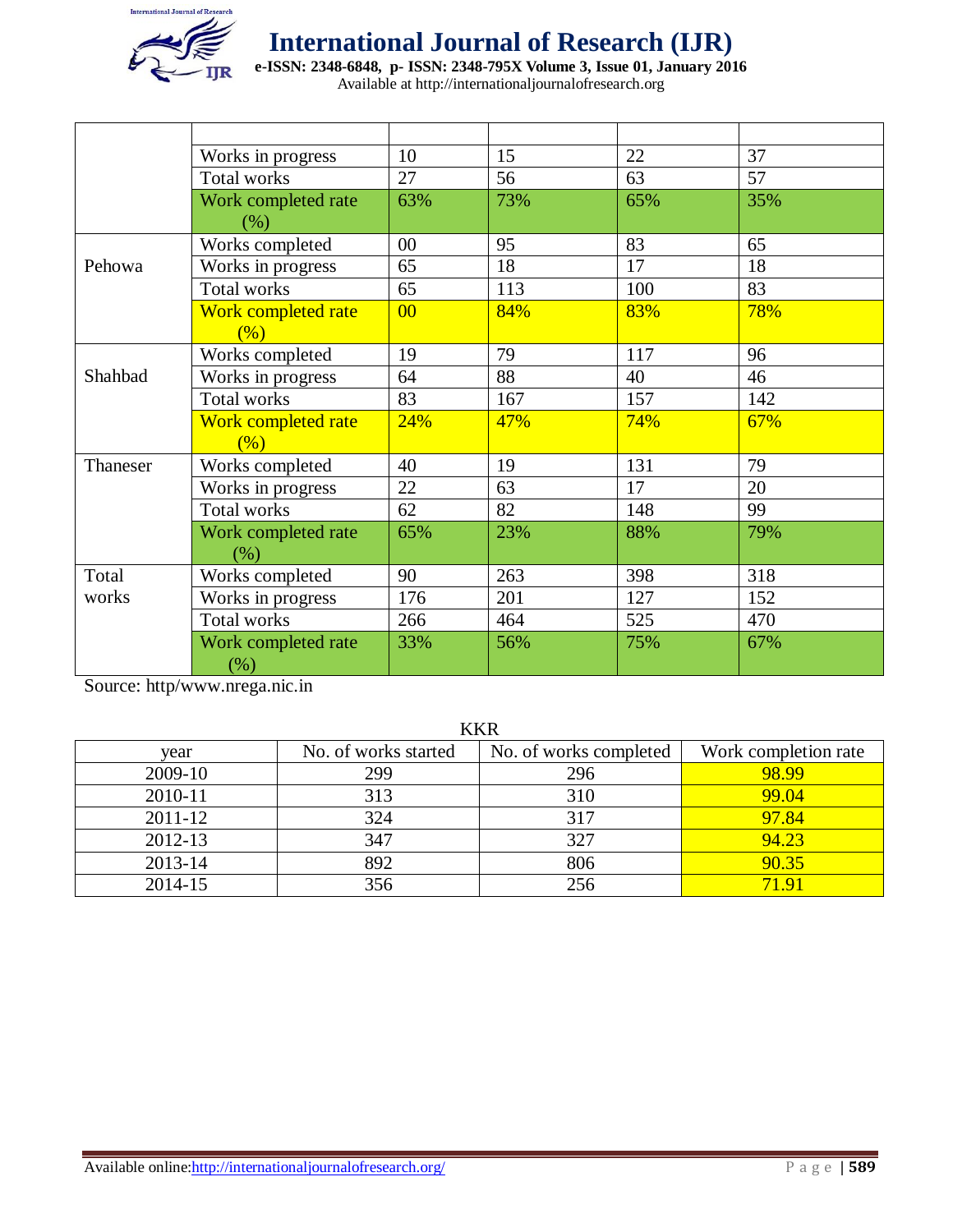| | | | | | |
|---|---|---|---|---|---|
| | | | | | |
| | Works in progress | 10 | 15 | 22 | 37 |
| | Total works | 27 | 56 | 63 | 57 |
| | Work completed rate (%) | 63% | 73% | 65% | 35% |
| Pehowa | Works completed | 00 | 95 | 83 | 65 |
| | Works in progress | 65 | 18 | 17 | 18 |
| | Total works | 65 | 113 | 100 | 83 |
| | Work completed rate (%) | 00 | 84% | 83% | 78% |
| Shahbad | Works completed | 19 | 79 | 117 | 96 |
| | Works in progress | 64 | 88 | 40 | 46 |
| | Total works | 83 | 167 | 157 | 142 |
| | Work completed rate (%) | 24% | 47% | 74% | 67% |
| Thaneser | Works completed | 40 | 19 | 131 | 79 |
| | Works in progress | 22 | 63 | 17 | 20 |
| | Total works | 62 | 82 | 148 | 99 |
| | Work completed rate (%) | 65% | 23% | 88% | 79% |
| Total works | Works completed | 90 | 263 | 398 | 318 |
| | Works in progress | 176 | 201 | 127 | 152 |
| | Total works | 266 | 464 | 525 | 470 |
| | Work completed rate (%) | 33% | 56% | 75% | 67% |

Source: http/www.nrega.nic.in

KKR

| year | No. of works started | No. of works completed | Work completion rate |
|---|---|---|---|
| 2009-10 | 299 | 296 | 98.99 |
| 2010-11 | 313 | 310 | 99.04 |
| 2011-12 | 324 | 317 | 97.84 |
| 2012-13 | 347 | 327 | 94.23 |
| 2013-14 | 892 | 806 | 90.35 |
| 2014-15 | 356 | 256 | 71.91 |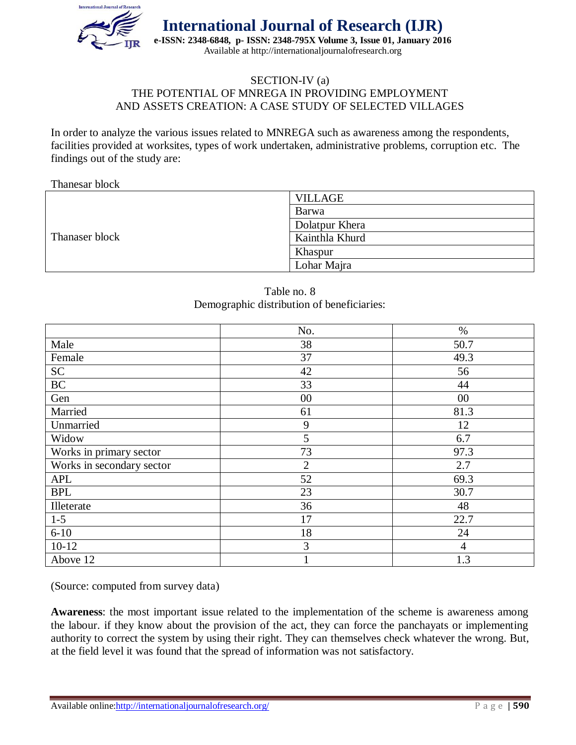## SECTION-IV (a)
## THE POTENTIAL OF MNREGA IN PROVIDING EMPLOYMENT AND ASSETS CREATION: A CASE STUDY OF SELECTED VILLAGES

In order to analyze the various issues related to MNREGA such as awareness among the respondents, facilities provided at worksites, types of work undertaken, administrative problems, corruption etc. The findings out of the study are:

Thanesar block

| | VILLAGE |
|---|---|
| Thanaser block | Barwa |
| | Dolatpur Khera |
| | Kainthla Khurd |
| | Khaspur |
| | Lohar Majra |

Table no. 8
Demographic distribution of beneficiaries:

| | No. | % |
|---|---|---|
| Male | 38 | 50.7 |
| Female | 37 | 49.3 |
| SC | 42 | 56 |
| BC | 33 | 44 |
| Gen | 00 | 00 |
| Married | 61 | 81.3 |
| Unmarried | 9 | 12 |
| Widow | 5 | 6.7 |
| Works in primary sector | 73 | 97.3 |
| Works in secondary sector | 2 | 2.7 |
| APL | 52 | 69.3 |
| BPL | 23 | 30.7 |
| Illeterate | 36 | 48 |
| 1-5 | 17 | 22.7 |
| 6-10 | 18 | 24 |
| 10-12 | 3 | 4 |
| Above 12 | 1 | 1.3 |

(Source: computed from survey data)

**Awareness**: the most important issue related to the implementation of the scheme is awareness among the labour. if they know about the provision of the act, they can force the panchayats or implementing authority to correct the system by using their right. They can themselves check whatever the wrong. But, at the field level it was found that the spread of information was not satisfactory.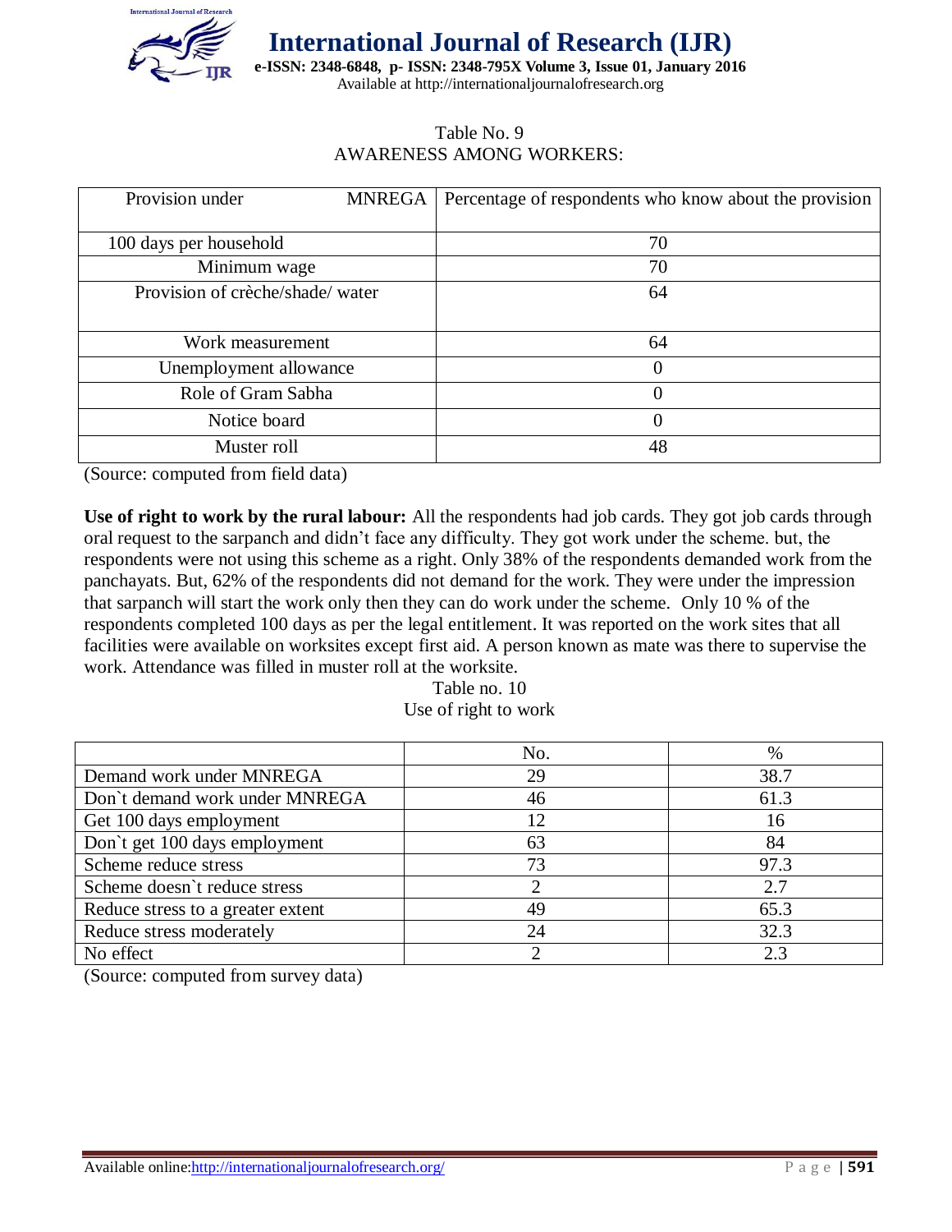Table No. 9
AWARENESS AMONG WORKERS:

| Provision under MNREGA | Percentage of respondents who know about the provision |
|---|---|
| 100 days per household | 70 |
| Minimum wage | 70 |
| Provision of crèche/shade/ water | 64 |
| Work measurement | 64 |
| Unemployment allowance | 0 |
| Role of Gram Sabha | 0 |
| Notice board | 0 |
| Muster roll | 48 |

(Source: computed from field data)

**Use of right to work by the rural labour:** All the respondents had job cards. They got job cards through oral request to the sarpanch and didn't face any difficulty. They got work under the scheme. but, the respondents were not using this scheme as a right. Only 38% of the respondents demanded work from the panchayats. But, 62% of the respondents did not demand for the work. They were under the impression that sarpanch will start the work only then they can do work under the scheme. Only 10 % of the respondents completed 100 days as per the legal entitlement. It was reported on the work sites that all facilities were available on worksites except first aid. A person known as mate was there to supervise the work. Attendance was filled in muster roll at the worksite.

Table no. 10
Use of right to work

| | No. | % |
|---|---|---|
| Demand work under MNREGA | 29 | 38.7 |
| Don`t demand work under MNREGA | 46 | 61.3 |
| Get 100 days employment | 12 | 16 |
| Don`t get 100 days employment | 63 | 84 |
| Scheme reduce stress | 73 | 97.3 |
| Scheme doesn`t reduce stress | 2 | 2.7 |
| Reduce stress to a greater extent | 49 | 65.3 |
| Reduce stress moderately | 24 | 32.3 |
| No effect | 2 | 2.3 |

(Source: computed from survey data)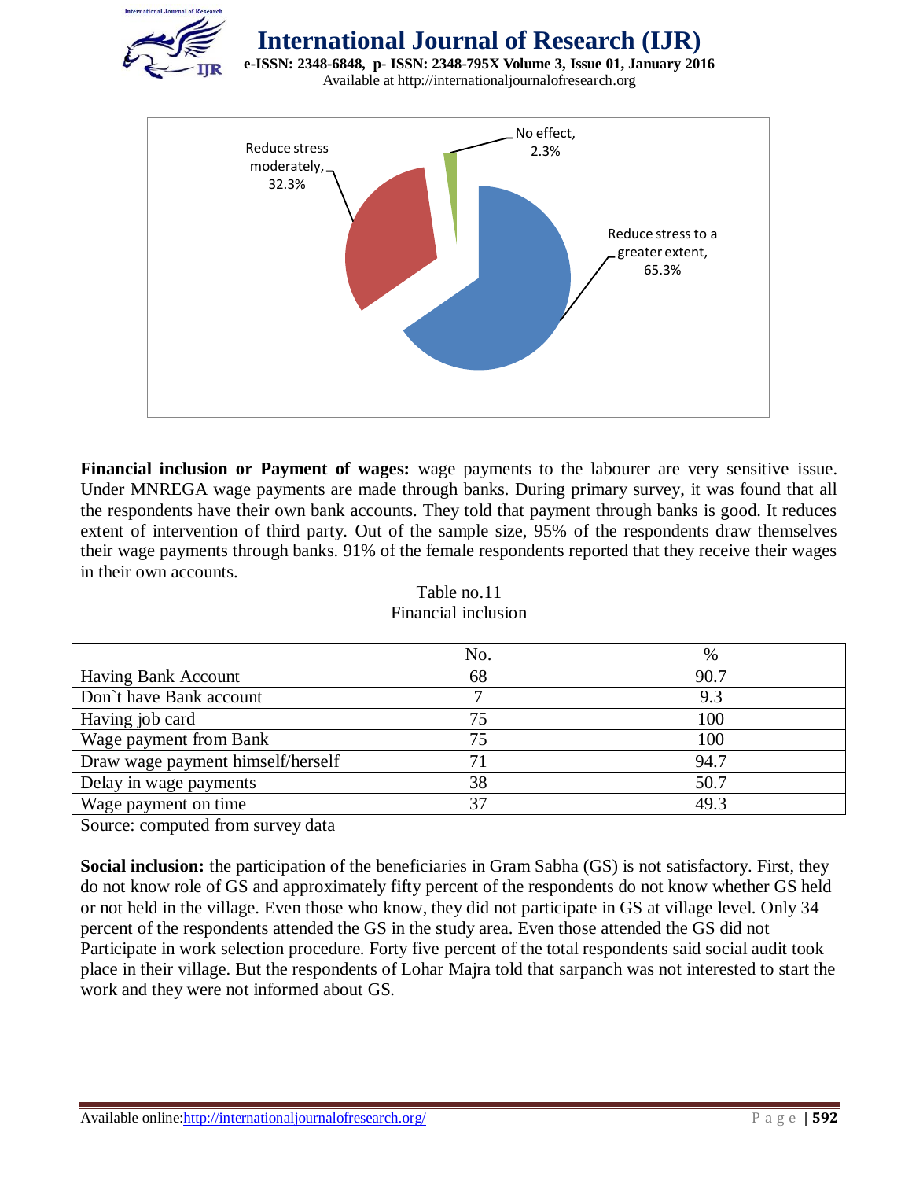Reduce stress moderately, 32.3%

No effect, 2.3%

Reduce stress to a greater extent, 65.3%

**Financial inclusion or Payment of wages:** wage payments to the labourer are very sensitive issue. Under MNREGA wage payments are made through banks. During primary survey, it was found that all the respondents have their own bank accounts. They told that payment through banks is good. It reduces extent of intervention of third party. Out of the sample size, 95% of the respondents draw themselves their wage payments through banks. 91% of the female respondents reported that they receive their wages in their own accounts.

Table no.11
Financial inclusion

| | No. | % |
|---|---|---|
| Having Bank Account | 68 | 90.7 |
| Don`t have Bank account | 7 | 9.3 |
| Having job card | 75 | 100 |
| Wage payment from Bank | 75 | 100 |
| Draw wage payment himself/herself | 71 | 94.7 |
| Delay in wage payments | 38 | 50.7 |
| Wage payment on time | 37 | 49.3 |

Source: computed from survey data

**Social inclusion:** the participation of the beneficiaries in Gram Sabha (GS) is not satisfactory. First, they do not know role of GS and approximately fifty percent of the respondents do not know whether GS held or not held in the village. Even those who know, they did not participate in GS at village level. Only 34 percent of the respondents attended the GS in the study area. Even those attended the GS did not Participate in work selection procedure. Forty five percent of the total respondents said social audit took place in their village. But the respondents of Lohar Majra told that sarpanch was not interested to start the work and they were not informed about GS.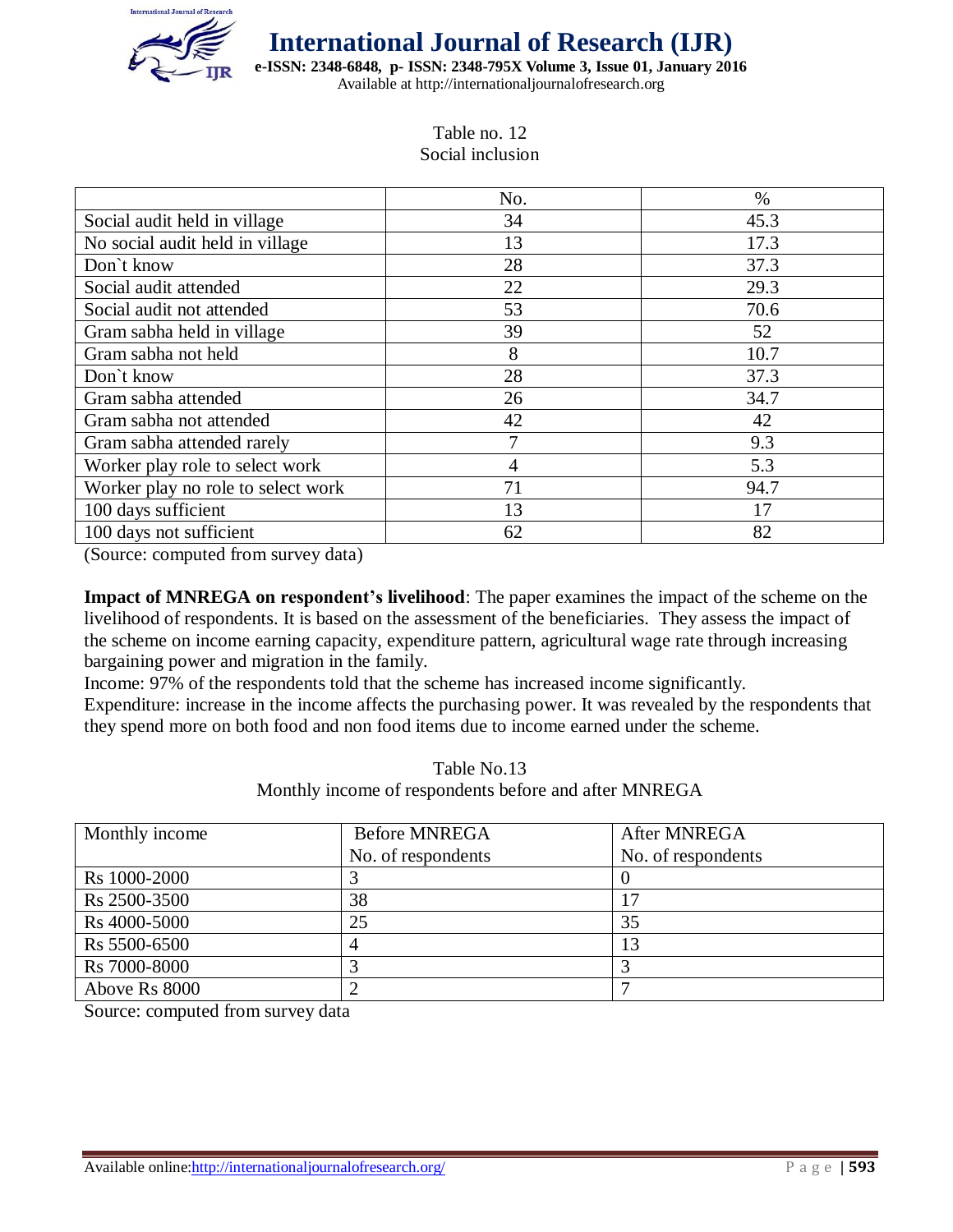Table no. 12
Social inclusion

| | No. | % |
|---|---|---|
| Social audit held in village | 34 | 45.3 |
| No social audit held in village | 13 | 17.3 |
| Don`t know | 28 | 37.3 |
| Social audit attended | 22 | 29.3 |
| Social audit not attended | 53 | 70.6 |
| Gram sabha held in village | 39 | 52 |
| Gram sabha not held | 8 | 10.7 |
| Don`t know | 28 | 37.3 |
| Gram sabha attended | 26 | 34.7 |
| Gram sabha not attended | 42 | 42 |
| Gram sabha attended rarely | 7 | 9.3 |
| Worker play role to select work | 4 | 5.3 |
| Worker play no role to select work | 71 | 94.7 |
| 100 days sufficient | 13 | 17 |
| 100 days not sufficient | 62 | 82 |

(Source: computed from survey data)

**Impact of MNREGA on respondent's livelihood**: The paper examines the impact of the scheme on the livelihood of respondents. It is based on the assessment of the beneficiaries. They assess the impact of the scheme on income earning capacity, expenditure pattern, agricultural wage rate through increasing bargaining power and migration in the family.

Income: 97% of the respondents told that the scheme has increased income significantly.

Expenditure: increase in the income affects the purchasing power. It was revealed by the respondents that they spend more on both food and non food items due to income earned under the scheme.

Table No.13
Monthly income of respondents before and after MNREGA

| Monthly income | Before MNREGA No. of respondents | After MNREGA No. of respondents |
|---|---|---|
| Rs 1000-2000 | 3 | 0 |
| Rs 2500-3500 | 38 | 17 |
| Rs 4000-5000 | 25 | 35 |
| Rs 5500-6500 | 4 | 13 |
| Rs 7000-8000 | 3 | 3 |
| Above Rs 8000 | 2 | 7 |

Source: computed from survey data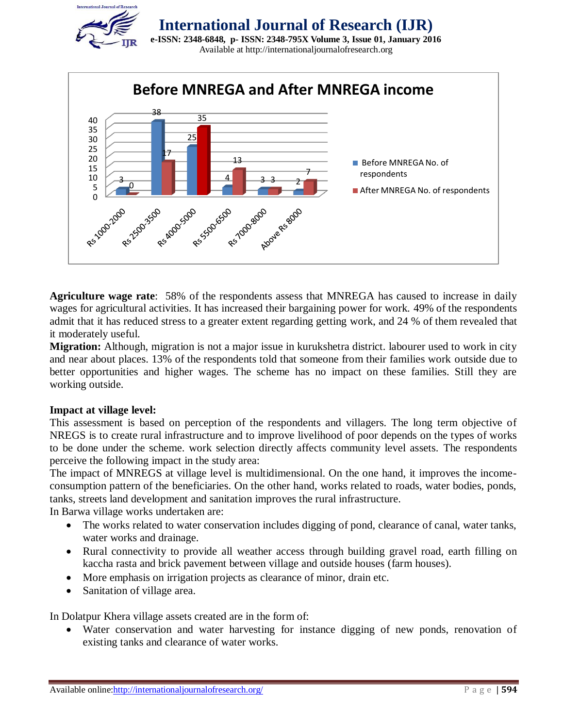**Before MNREGA and After MNREGA income**

| Income | Before MNREGA No. of respondents | After MNREGA No. of respondents |
|---|---|---|
| Rs 1000-2000 | 3 | 0 |
| Rs 2500-3500 | 38 | 17 |
| Rs 4000-5000 | 25 | 35 |
| Rs 5500-6500 | 4 | 13 |
| Rs 7000-8000 | 3 | 3 |
| Above Rs 8000 | 2 | 7 |

**Agriculture wage rate**: 58% of the respondents assess that MNREGA has caused to increase in daily wages for agricultural activities. It has increased their bargaining power for work. 49% of the respondents admit that it has reduced stress to a greater extent regarding getting work, and 24 % of them revealed that it moderately useful.

**Migration:** Although, migration is not a major issue in kurukshetra district. labourer used to work in city and near about places. 13% of the respondents told that someone from their families work outside due to better opportunities and higher wages. The scheme has no impact on these families. Still they are working outside.

**Impact at village level:**

This assessment is based on perception of the respondents and villagers. The long term objective of NREGS is to create rural infrastructure and to improve livelihood of poor depends on the types of works to be done under the scheme. work selection directly affects community level assets. The respondents perceive the following impact in the study area:

The impact of MNREGS at village level is multidimensional. On the one hand, it improves the income-consumption pattern of the beneficiaries. On the other hand, works related to roads, water bodies, ponds, tanks, streets land development and sanitation improves the rural infrastructure.

In Barwa village works undertaken are:

- The works related to water conservation includes digging of pond, clearance of canal, water tanks, water works and drainage.
- Rural connectivity to provide all weather access through building gravel road, earth filling on kaccha rasta and brick pavement between village and outside houses (farm houses).
- More emphasis on irrigation projects as clearance of minor, drain etc.
- Sanitation of village area.

In Dolatpur Khera village assets created are in the form of:

- Water conservation and water harvesting for instance digging of new ponds, renovation of existing tanks and clearance of water works.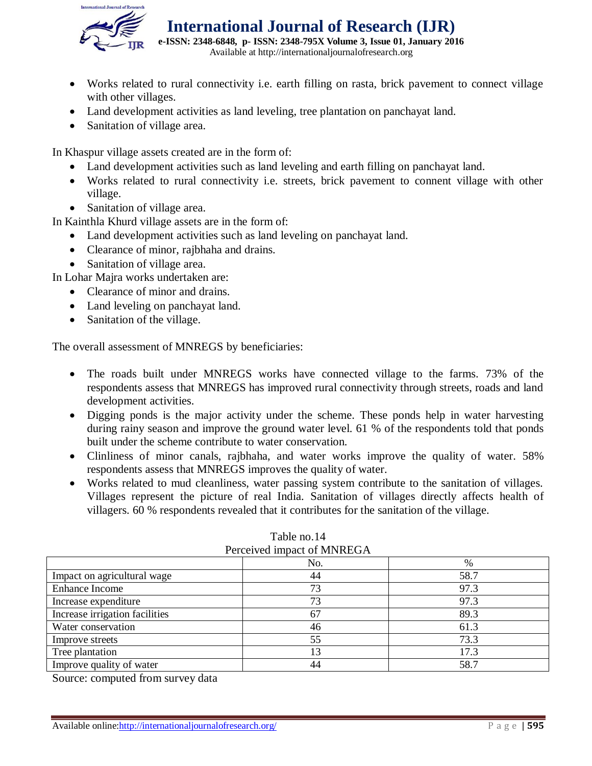- Works related to rural connectivity i.e. earth filling on rasta, brick pavement to connect village with other villages.
- Land development activities as land leveling, tree plantation on panchayat land.
- Sanitation of village area.

In Khaspur village assets created are in the form of:

- Land development activities such as land leveling and earth filling on panchayat land.
- Works related to rural connectivity i.e. streets, brick pavement to connent village with other village.
- Sanitation of village area.

In Kainthla Khurd village assets are in the form of:

- Land development activities such as land leveling on panchayat land.
- Clearance of minor, rajbhaha and drains.
- Sanitation of village area.

In Lohar Majra works undertaken are:

- Clearance of minor and drains.
- Land leveling on panchayat land.
- Sanitation of the village.

The overall assessment of MNREGS by beneficiaries:

- The roads built under MNREGS works have connected village to the farms. 73% of the respondents assess that MNREGS has improved rural connectivity through streets, roads and land development activities.
- Digging ponds is the major activity under the scheme. These ponds help in water harvesting during rainy season and improve the ground water level. 61 % of the respondents told that ponds built under the scheme contribute to water conservation.
- Clinliness of minor canals, rajbhaha, and water works improve the quality of water. 58% respondents assess that MNREGS improves the quality of water.
- Works related to mud cleanliness, water passing system contribute to the sanitation of villages. Villages represent the picture of real India. Sanitation of villages directly affects health of villagers. 60 % respondents revealed that it contributes for the sanitation of the village.

Table no.14
Perceived impact of MNREGA

| | No. | % |
|---|---|---|
| Impact on agricultural wage | 44 | 58.7 |
| Enhance Income | 73 | 97.3 |
| Increase expenditure | 73 | 97.3 |
| Increase irrigation facilities | 67 | 89.3 |
| Water conservation | 46 | 61.3 |
| Improve streets | 55 | 73.3 |
| Tree plantation | 13 | 17.3 |
| Improve quality of water | 44 | 58.7 |

Source: computed from survey data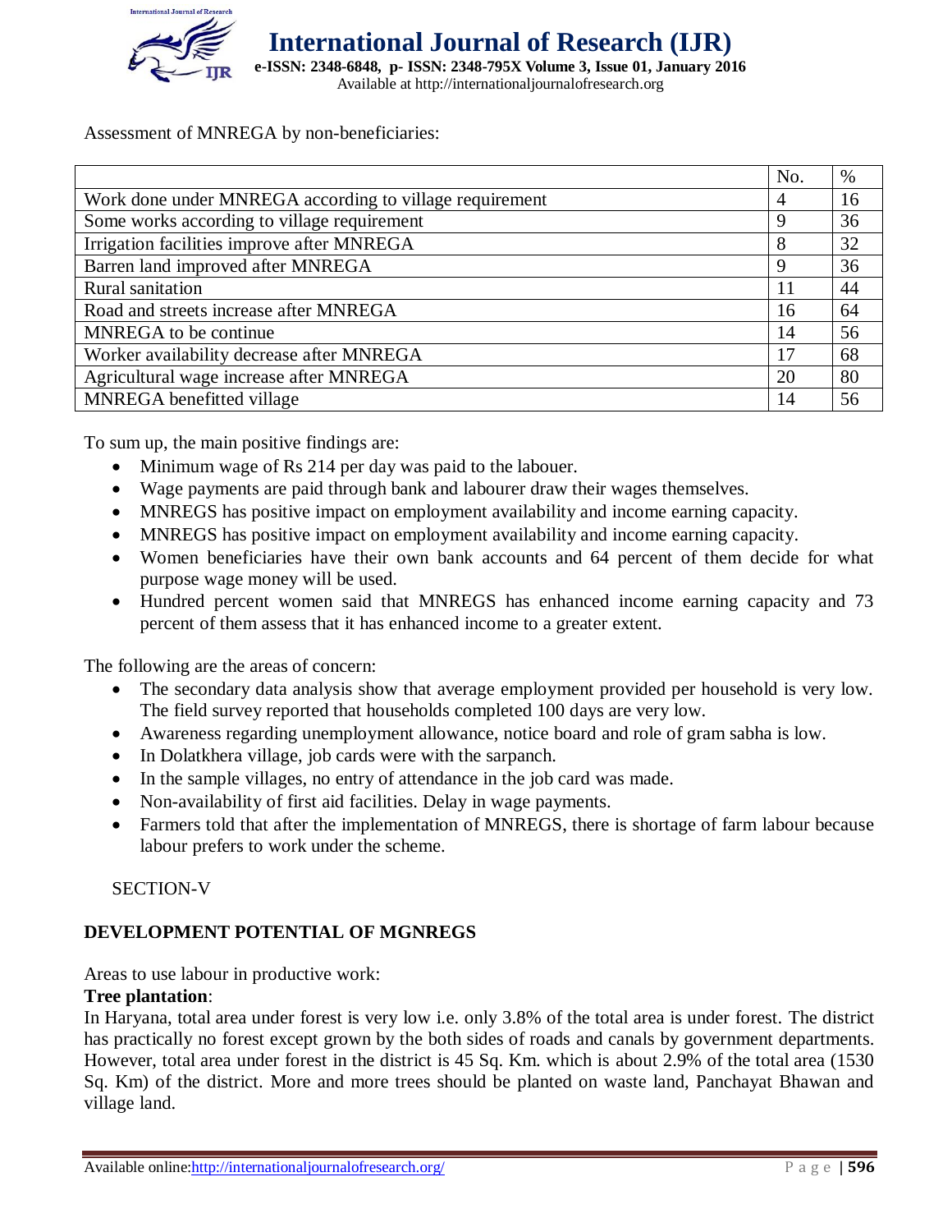Assessment of MNREGA by non-beneficiaries:

| | No. | % |
|---|---|---|
| Work done under MNREGA according to village requirement | 4 | 16 |
| Some works according to village requirement | 9 | 36 |
| Irrigation facilities improve after MNREGA | 8 | 32 |
| Barren land improved after MNREGA | 9 | 36 |
| Rural sanitation | 11 | 44 |
| Road and streets increase after MNREGA | 16 | 64 |
| MNREGA to be continue | 14 | 56 |
| Worker availability decrease after MNREGA | 17 | 68 |
| Agricultural wage increase after MNREGA | 20 | 80 |
| MNREGA benefitted village | 14 | 56 |

To sum up, the main positive findings are:

- Minimum wage of Rs 214 per day was paid to the labouer.
- Wage payments are paid through bank and labourer draw their wages themselves.
- MNREGS has positive impact on employment availability and income earning capacity.
- MNREGS has positive impact on employment availability and income earning capacity.
- Women beneficiaries have their own bank accounts and 64 percent of them decide for what purpose wage money will be used.
- Hundred percent women said that MNREGS has enhanced income earning capacity and 73 percent of them assess that it has enhanced income to a greater extent.

The following are the areas of concern:

- The secondary data analysis show that average employment provided per household is very low. The field survey reported that households completed 100 days are very low.
- Awareness regarding unemployment allowance, notice board and role of gram sabha is low.
- In Dolatkhera village, job cards were with the sarpanch.
- In the sample villages, no entry of attendance in the job card was made.
- Non-availability of first aid facilities. Delay in wage payments.
- Farmers told that after the implementation of MNREGS, there is shortage of farm labour because labour prefers to work under the scheme.

SECTION-V

## DEVELOPMENT POTENTIAL OF MGNREGS

Areas to use labour in productive work:

**Tree plantation**:

In Haryana, total area under forest is very low i.e. only 3.8% of the total area is under forest. The district has practically no forest except grown by the both sides of roads and canals by government departments. However, total area under forest in the district is 45 Sq. Km. which is about 2.9% of the total area (1530 Sq. Km) of the district. More and more trees should be planted on waste land, Panchayat Bhawan and village land.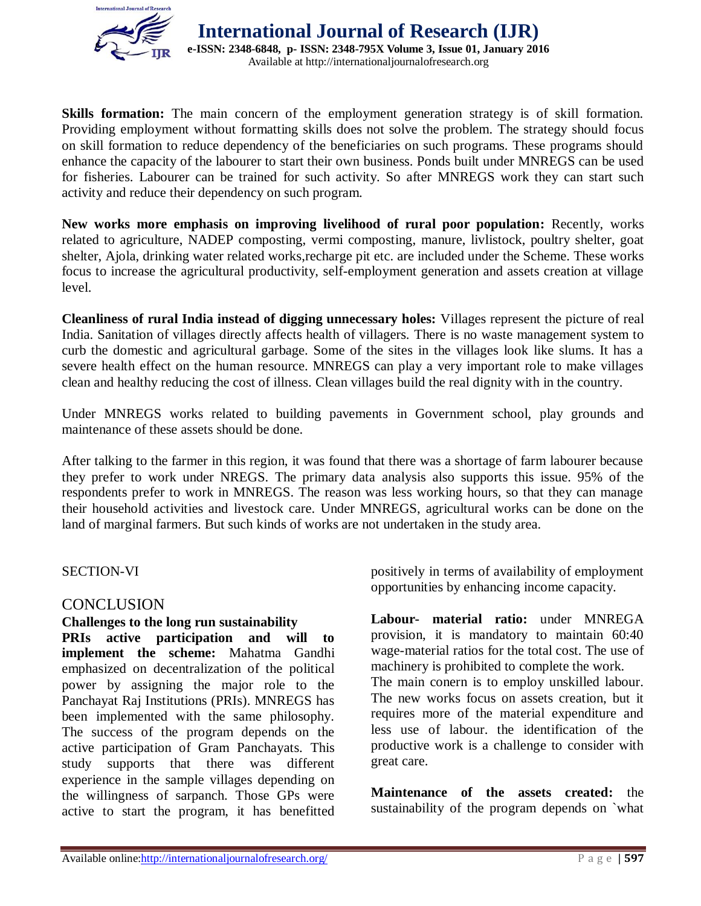**Skills formation:** The main concern of the employment generation strategy is of skill formation. Providing employment without formatting skills does not solve the problem. The strategy should focus on skill formation to reduce dependency of the beneficiaries on such programs. These programs should enhance the capacity of the labourer to start their own business. Ponds built under MNREGS can be used for fisheries. Labourer can be trained for such activity. So after MNREGS work they can start such activity and reduce their dependency on such program.

**New works more emphasis on improving livelihood of rural poor population:** Recently, works related to agriculture, NADEP composting, vermi composting, manure, livlistock, poultry shelter, goat shelter, Ajola, drinking water related works,recharge pit etc. are included under the Scheme. These works focus to increase the agricultural productivity, self-employment generation and assets creation at village level.

**Cleanliness of rural India instead of digging unnecessary holes:** Villages represent the picture of real India. Sanitation of villages directly affects health of villagers. There is no waste management system to curb the domestic and agricultural garbage. Some of the sites in the villages look like slums. It has a severe health effect on the human resource. MNREGS can play a very important role to make villages clean and healthy reducing the cost of illness. Clean villages build the real dignity with in the country.

Under MNREGS works related to building pavements in Government school, play grounds and maintenance of these assets should be done.

After talking to the farmer in this region, it was found that there was a shortage of farm labourer because they prefer to work under NREGS. The primary data analysis also supports this issue. 95% of the respondents prefer to work in MNREGS. The reason was less working hours, so that they can manage their household activities and livestock care. Under MNREGS, agricultural works can be done on the land of marginal farmers. But such kinds of works are not undertaken in the study area.

SECTION-VI

## CONCLUSION

### Challenges to the long run sustainability

**PRIs active participation and will to implement the scheme:** Mahatma Gandhi emphasized on decentralization of the political power by assigning the major role to the Panchayat Raj Institutions (PRIs). MNREGS has been implemented with the same philosophy. The success of the program depends on the active participation of Gram Panchayats. This study supports that there was different experience in the sample villages depending on the willingness of sarpanch. Those GPs were active to start the program, it has benefitted positively in terms of availability of employment opportunities by enhancing income capacity.

**Labour- material ratio:** under MNREGA provision, it is mandatory to maintain 60:40 wage-material ratios for the total cost. The use of machinery is prohibited to complete the work. The main conern is to employ unskilled labour. The new works focus on assets creation, but it requires more of the material expenditure and less use of labour. the identification of the productive work is a challenge to consider with great care.

**Maintenance of the assets created:** the sustainability of the program depends on `what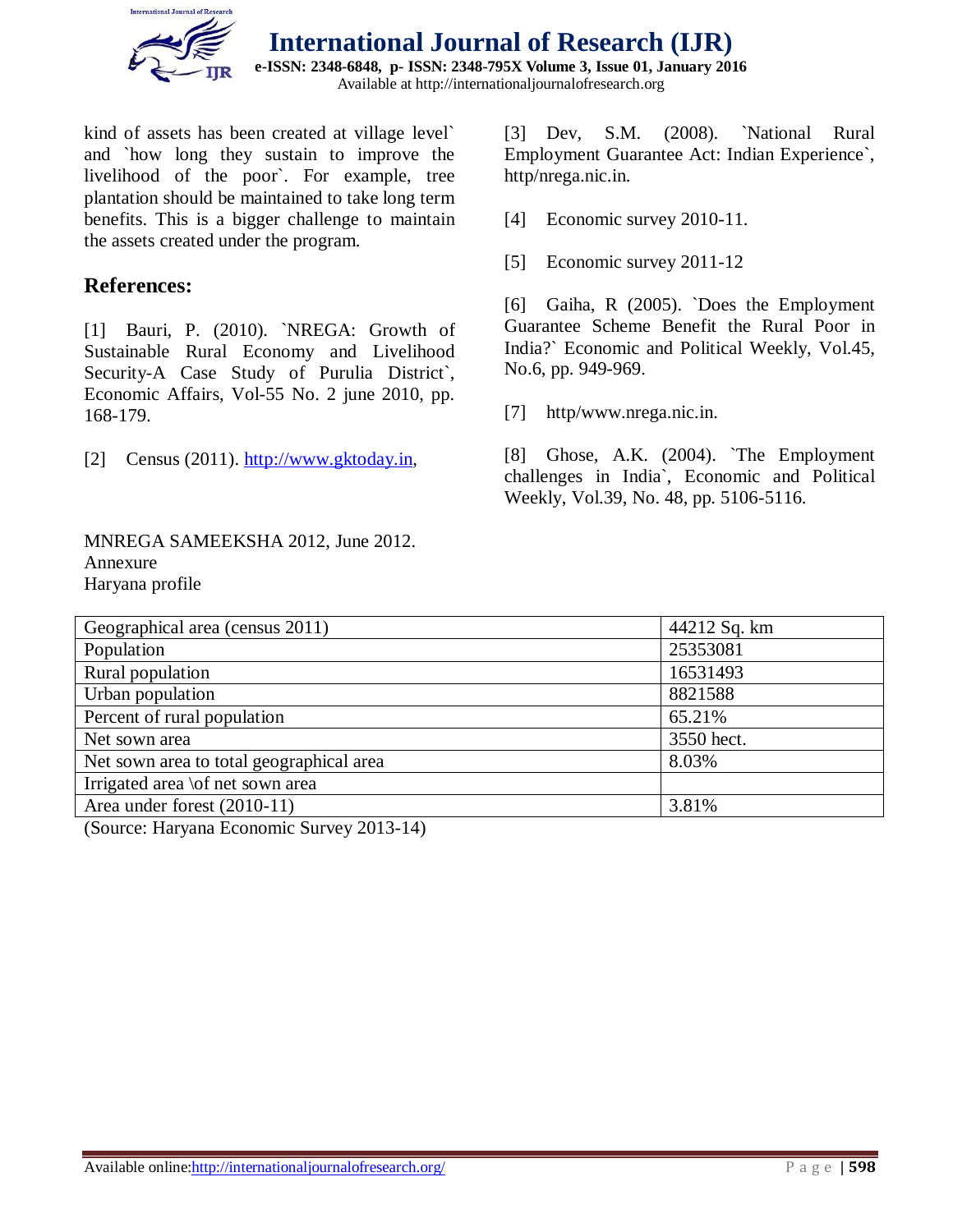kind of assets has been created at village level` and `how long they sustain to improve the livelihood of the poor`. For example, tree plantation should be maintained to take long term benefits. This is a bigger challenge to maintain the assets created under the program.

## References:

[1] Bauri, P. (2010). `NREGA: Growth of Sustainable Rural Economy and Livelihood Security-A Case Study of Purulia District`, Economic Affairs, Vol-55 No. 2 june 2010, pp. 168-179.

[2] Census (2011). http://www.gktoday.in,

[3] Dev, S.M. (2008). `National Rural Employment Guarantee Act: Indian Experience`, http/nrega.nic.in.

[4] Economic survey 2010-11.

[5] Economic survey 2011-12

[6] Gaiha, R (2005). `Does the Employment Guarantee Scheme Benefit the Rural Poor in India?` Economic and Political Weekly, Vol.45, No.6, pp. 949-969.

[7] http/www.nrega.nic.in.

[8] Ghose, A.K. (2004). `The Employment challenges in India`, Economic and Political Weekly, Vol.39, No. 48, pp. 5106-5116.

MNREGA SAMEEKSHA 2012, June 2012.
Annexure
Haryana profile

| | |
|---|---|
| Geographical area (census 2011) | 44212 Sq. km |
| Population | 25353081 |
| Rural population | 16531493 |
| Urban population | 8821588 |
| Percent of rural population | 65.21% |
| Net sown area | 3550 hect. |
| Net sown area to total geographical area | 8.03% |
| Irrigated area \of net sown area | |
| Area under forest (2010-11) | 3.81% |

(Source: Haryana Economic Survey 2013-14)